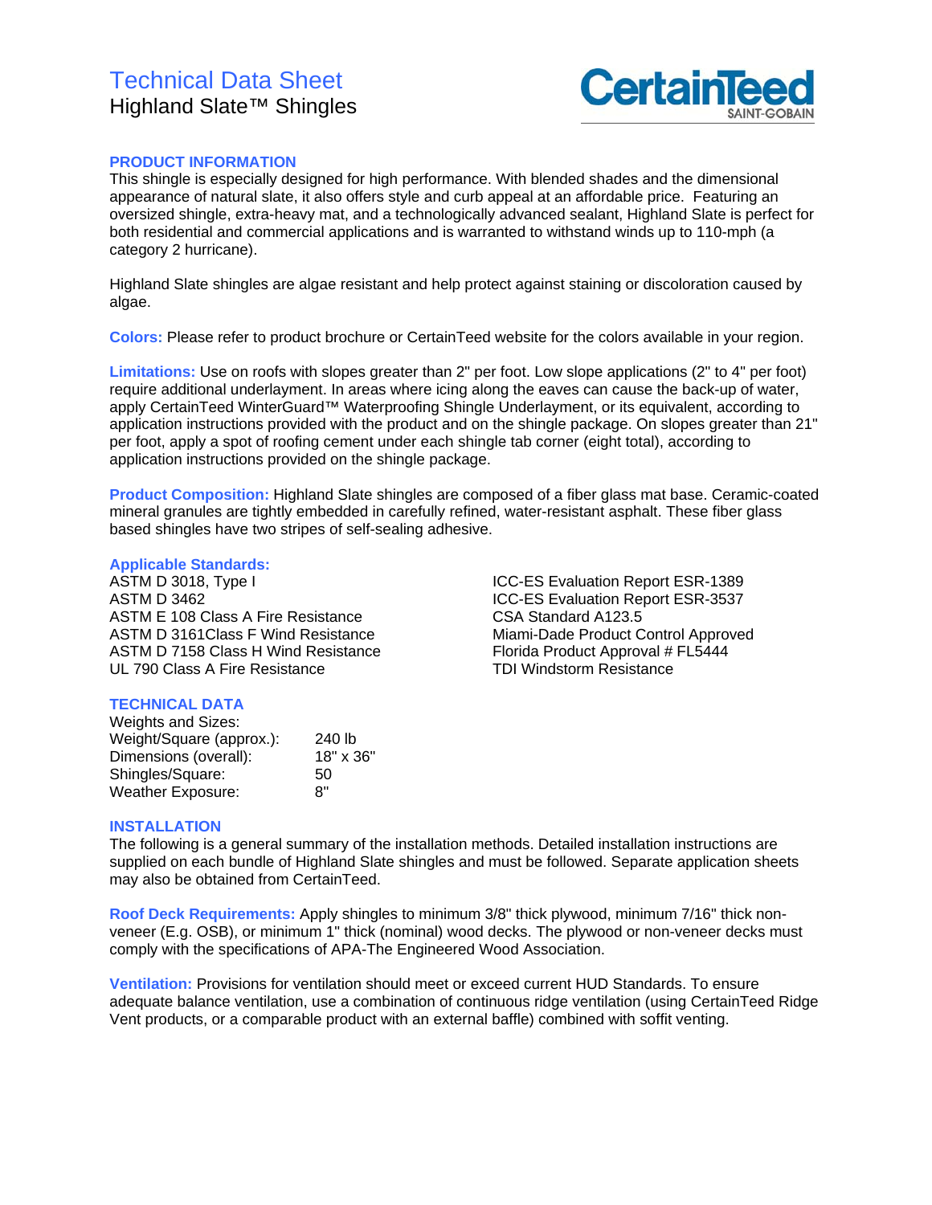# Technical Data Sheet

## Highland Slate™ Shingles

CertainTeed SAINT-GOBAIN

### PRODUCT INFORMATION

This shingle is especially designed for high performance. With blended shades and the dimensional appearance of natural slate, it also offers style and curb appeal at an affordable price. Featuring an oversized shingle, extra-heavy mat, and a technologically advanced sealant, Highland Slate is perfect for both residential and commercial applications and is warranted to withstand winds up to 110-mph (a category 2 hurricane).

Highland Slate shingles are algae resistant and help protect against staining or discoloration caused by algae.

**Colors:** Please refer to product brochure or CertainTeed website for the colors available in your region.

**Limitations:** Use on roofs with slopes greater than 2" per foot. Low slope applications (2" to 4" per foot) require additional underlayment. In areas where icing along the eaves can cause the back-up of water, apply CertainTeed WinterGuard™ Waterproofing Shingle Underlayment, or its equivalent, according to application instructions provided with the product and on the shingle package. On slopes greater than 21" per foot, apply a spot of roofing cement under each shingle tab corner (eight total), according to application instructions provided on the shingle package.

**Product Composition:** Highland Slate shingles are composed of a fiber glass mat base. Ceramic-coated mineral granules are tightly embedded in carefully refined, water-resistant asphalt. These fiber glass based shingles have two stripes of self-sealing adhesive.

**Applicable Standards:**

ASTM D 3018, Type I
ASTM D 3462
ASTM E 108 Class A Fire Resistance
ASTM D 3161Class F Wind Resistance
ASTM D 7158 Class H Wind Resistance
UL 790 Class A Fire Resistance
ICC-ES Evaluation Report ESR-1389
ICC-ES Evaluation Report ESR-3537
CSA Standard A123.5
Miami-Dade Product Control Approved
Florida Product Approval # FL5444
TDI Windstorm Resistance

### TECHNICAL DATA

Weights and Sizes:

| | |
|---|---|
| Weight/Square (approx.): | 240 lb |
| Dimensions (overall): | 18" x 36" |
| Shingles/Square: | 50 |
| Weather Exposure: | 8" |

### INSTALLATION

The following is a general summary of the installation methods. Detailed installation instructions are supplied on each bundle of Highland Slate shingles and must be followed. Separate application sheets may also be obtained from CertainTeed.

**Roof Deck Requirements:** Apply shingles to minimum 3/8" thick plywood, minimum 7/16" thick non-veneer (E.g. OSB), or minimum 1" thick (nominal) wood decks. The plywood or non-veneer decks must comply with the specifications of APA-The Engineered Wood Association.

**Ventilation:** Provisions for ventilation should meet or exceed current HUD Standards. To ensure adequate balance ventilation, use a combination of continuous ridge ventilation (using CertainTeed Ridge Vent products, or a comparable product with an external baffle) combined with soffit venting.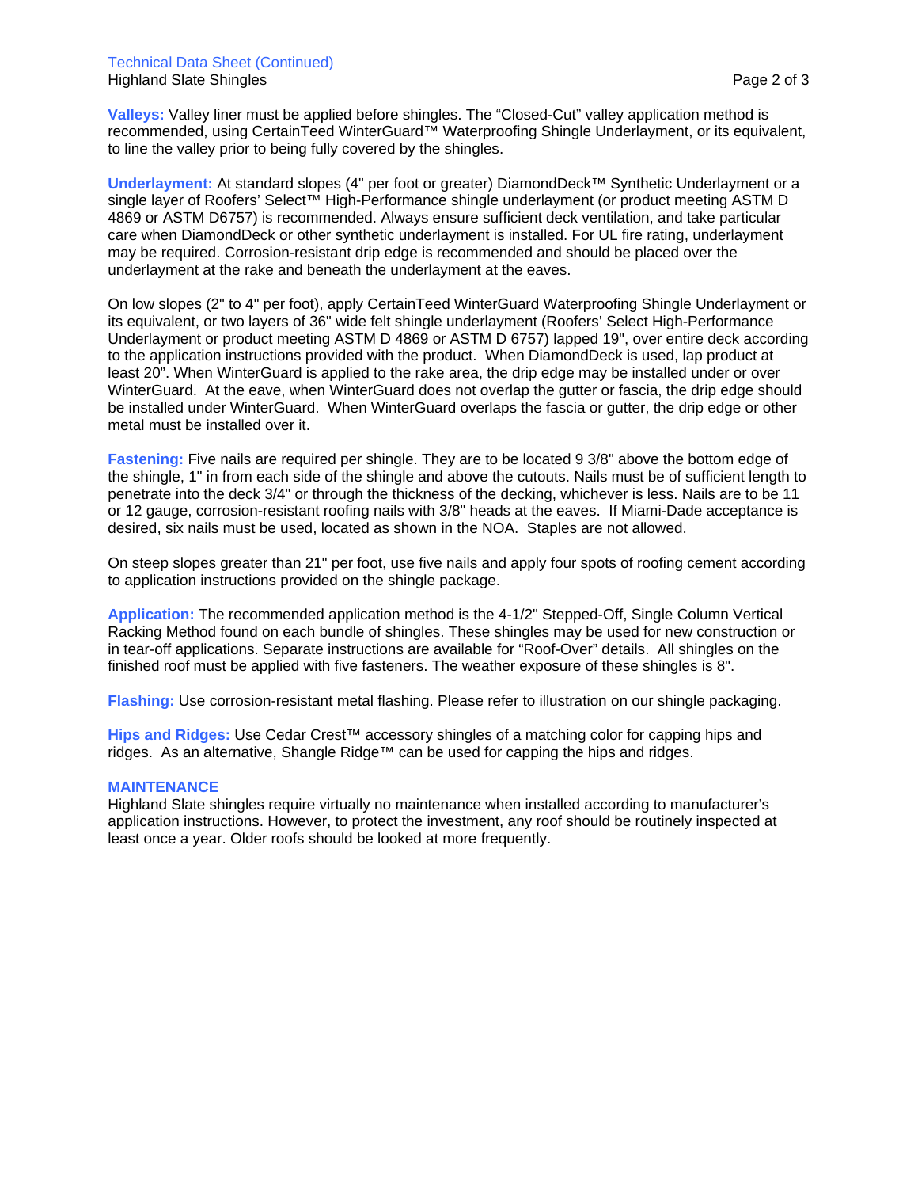**Valleys:** Valley liner must be applied before shingles. The “Closed-Cut” valley application method is recommended, using CertainTeed WinterGuard™ Waterproofing Shingle Underlayment, or its equivalent, to line the valley prior to being fully covered by the shingles.

**Underlayment:** At standard slopes (4" per foot or greater) DiamondDeck™ Synthetic Underlayment or a single layer of Roofers’ Select™ High-Performance shingle underlayment (or product meeting ASTM D 4869 or ASTM D6757) is recommended. Always ensure sufficient deck ventilation, and take particular care when DiamondDeck or other synthetic underlayment is installed. For UL fire rating, underlayment may be required. Corrosion-resistant drip edge is recommended and should be placed over the underlayment at the rake and beneath the underlayment at the eaves.

On low slopes (2" to 4" per foot), apply CertainTeed WinterGuard Waterproofing Shingle Underlayment or its equivalent, or two layers of 36" wide felt shingle underlayment (Roofers’ Select High-Performance Underlayment or product meeting ASTM D 4869 or ASTM D 6757) lapped 19", over entire deck according to the application instructions provided with the product. When DiamondDeck is used, lap product at least 20”. When WinterGuard is applied to the rake area, the drip edge may be installed under or over WinterGuard. At the eave, when WinterGuard does not overlap the gutter or fascia, the drip edge should be installed under WinterGuard. When WinterGuard overlaps the fascia or gutter, the drip edge or other metal must be installed over it.

**Fastening:** Five nails are required per shingle. They are to be located 9 3/8" above the bottom edge of the shingle, 1" in from each side of the shingle and above the cutouts. Nails must be of sufficient length to penetrate into the deck 3/4" or through the thickness of the decking, whichever is less. Nails are to be 11 or 12 gauge, corrosion-resistant roofing nails with 3/8" heads at the eaves. If Miami-Dade acceptance is desired, six nails must be used, located as shown in the NOA. Staples are not allowed.

On steep slopes greater than 21" per foot, use five nails and apply four spots of roofing cement according to application instructions provided on the shingle package.

**Application:** The recommended application method is the 4-1/2" Stepped-Off, Single Column Vertical Racking Method found on each bundle of shingles. These shingles may be used for new construction or in tear-off applications. Separate instructions are available for “Roof-Over” details. All shingles on the finished roof must be applied with five fasteners. The weather exposure of these shingles is 8".

**Flashing:** Use corrosion-resistant metal flashing. Please refer to illustration on our shingle packaging.

**Hips and Ridges:** Use Cedar Crest™ accessory shingles of a matching color for capping hips and ridges. As an alternative, Shangle Ridge™ can be used for capping the hips and ridges.

## MAINTENANCE

Highland Slate shingles require virtually no maintenance when installed according to manufacturer’s application instructions. However, to protect the investment, any roof should be routinely inspected at least once a year. Older roofs should be looked at more frequently.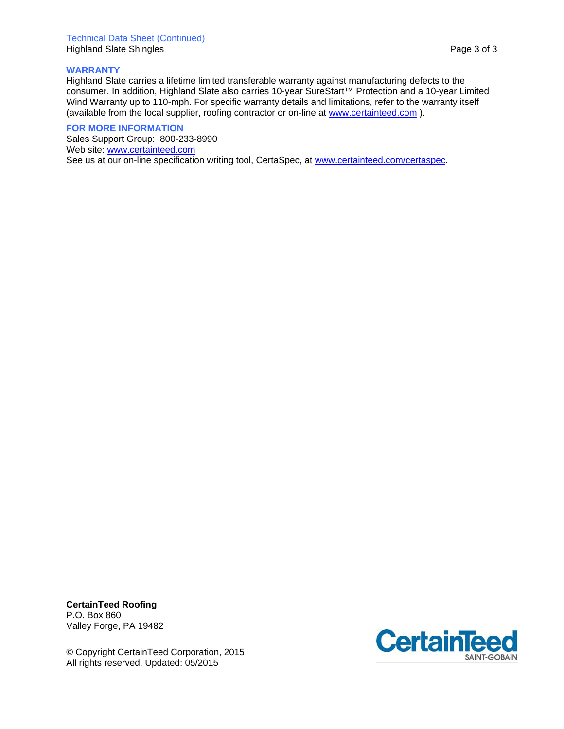## WARRANTY

Highland Slate carries a lifetime limited transferable warranty against manufacturing defects to the consumer. In addition, Highland Slate also carries 10-year SureStart™ Protection and a 10-year Limited Wind Warranty up to 110-mph. For specific warranty details and limitations, refer to the warranty itself (available from the local supplier, roofing contractor or on-line at www.certainteed.com ).

## FOR MORE INFORMATION

Sales Support Group:  800-233-8990
Web site: www.certainteed.com
See us at our on-line specification writing tool, CertaSpec, at www.certainteed.com/certaspec.

**CertainTeed Roofing**
P.O. Box 860
Valley Forge, PA 19482

© Copyright CertainTeed Corporation, 2015
All rights reserved. Updated: 05/2015

CertainTeed
SAINT-GOBAIN